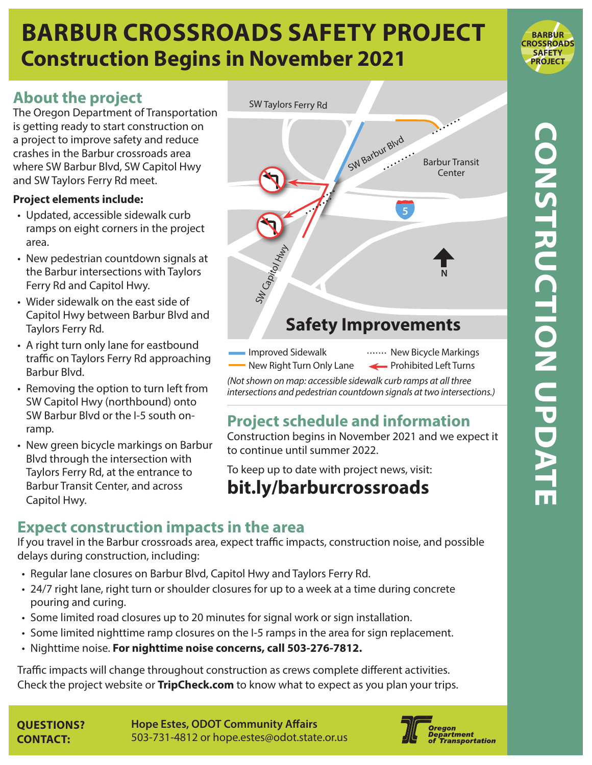# BARBUR CROSSROADS SAFETY PROJECT

## Construction Begins in November 2021

CONSTRUCTION UPDATE

## About the project

The Oregon Department of Transportation is getting ready to start construction on a project to improve safety and reduce crashes in the Barbur crossroads area where SW Barbur Blvd, SW Capitol Hwy and SW Taylors Ferry Rd meet.

**Project elements include:**

- Updated, accessible sidewalk curb ramps on eight corners in the project area.
- New pedestrian countdown signals at the Barbur intersections with Taylors Ferry Rd and Capitol Hwy.
- Wider sidewalk on the east side of Capitol Hwy between Barbur Blvd and Taylors Ferry Rd.
- A right turn only lane for eastbound traffic on Taylors Ferry Rd approaching Barbur Blvd.
- Removing the option to turn left from SW Capitol Hwy (northbound) onto SW Barbur Blvd or the I-5 south on-ramp.
- New green bicycle markings on Barbur Blvd through the intersection with Taylors Ferry Rd, at the entrance to Barbur Transit Center, and across Capitol Hwy.

SW Taylors Ferry Rd
SW Barbur Blvd
Barbur Transit Center
5
SW Capitol Hwy
N

**Safety Improvements**

Improved Sidewalk
New Right Turn Only Lane
New Bicycle Markings
Prohibited Left Turns

*(Not shown on map: accessible sidewalk curb ramps at all three intersections and pedestrian countdown signals at two intersections.)*

## Project schedule and information

Construction begins in November 2021 and we expect it to continue until summer 2022.

To keep up to date with project news, visit:

**bit.ly/barburcrossroads**

## Expect construction impacts in the area

If you travel in the Barbur crossroads area, expect traffic impacts, construction noise, and possible delays during construction, including:

- Regular lane closures on Barbur Blvd, Capitol Hwy and Taylors Ferry Rd.
- 24/7 right lane, right turn or shoulder closures for up to a week at a time during concrete pouring and curing.
- Some limited road closures up to 20 minutes for signal work or sign installation.
- Some limited nighttime ramp closures on the I-5 ramps in the area for sign replacement.
- Nighttime noise. **For nighttime noise concerns, call 503-276-7812.**

Traffic impacts will change throughout construction as crews complete different activities. Check the project website or **TripCheck.com** to know what to expect as you plan your trips.

**QUESTIONS? CONTACT:**

**Hope Estes, ODOT Community Affairs**
503-731-4812 or hope.estes@odot.state.or.us

Oregon Department of Transportation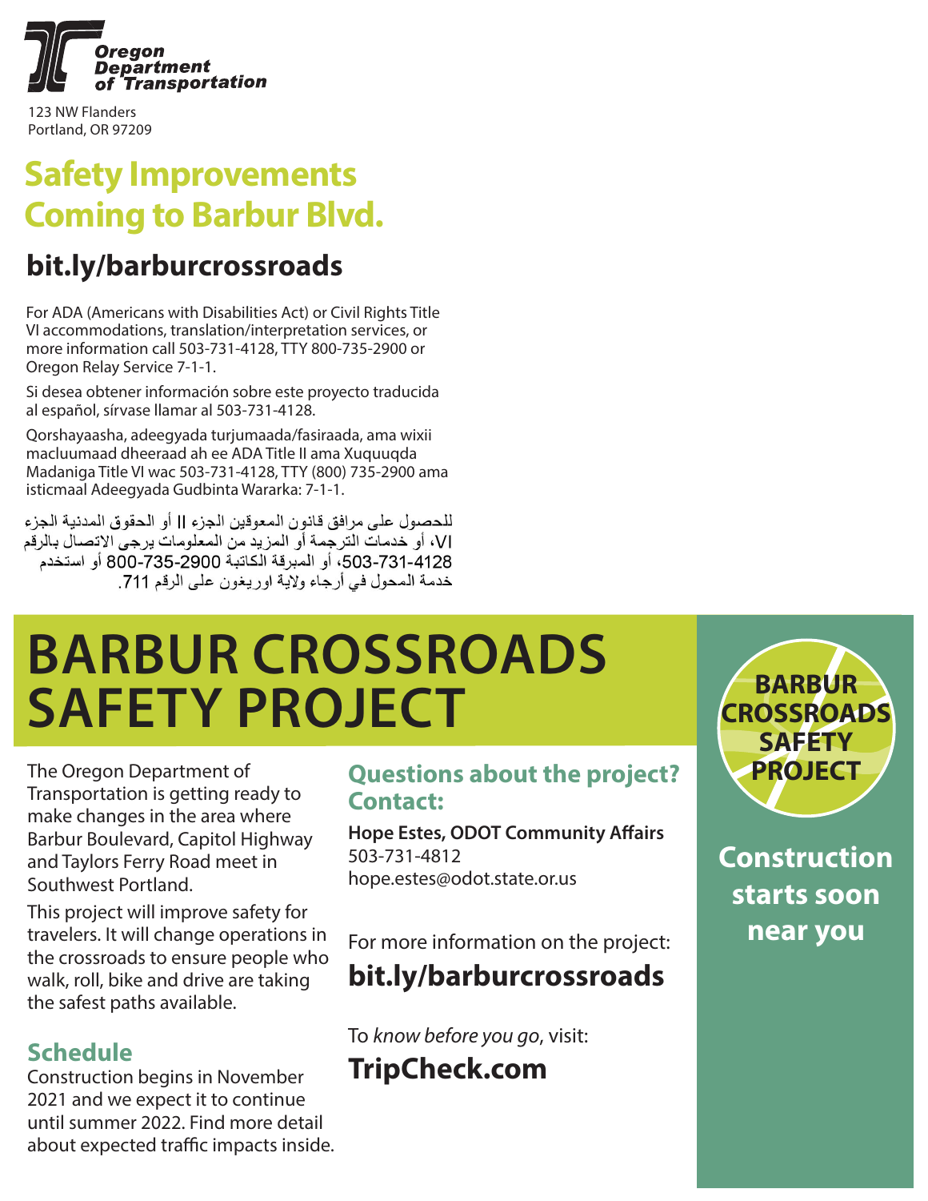Oregon Department of Transportation

123 NW Flanders
Portland, OR 97209

# Safety Improvements Coming to Barbur Blvd.

## bit.ly/barburcrossroads

For ADA (Americans with Disabilities Act) or Civil Rights Title VI accommodations, translation/interpretation services, or more information call 503-731-4128, TTY 800-735-2900 or Oregon Relay Service 7-1-1.

Si desea obtener información sobre este proyecto traducida al español, sírvase llamar al 503-731-4128.

Qorshayaasha, adeegyada turjumaada/fasiraada, ama wixii macluumaad dheeraad ah ee ADA Title II ama Xuquuqda Madaniga Title VI wac 503-731-4128, TTY (800) 735-2900 ama isticmaal Adeegyada Gudbinta Wararka: 7-1-1.

للحصول على مرافق قانون المعوقين الجزء II أو الحقوق المدنية الجزء VI، أو خدمات الترجمة أو المزيد من المعلومات يرجى الاتصال بالرقم 503-731-4128، أو المبرقة الكاتبة 800-735-2900 أو استخدم خدمة المحول في أرجاء ولاية اوريغون على الرقم 711.

# BARBUR CROSSROADS SAFETY PROJECT

The Oregon Department of Transportation is getting ready to make changes in the area where Barbur Boulevard, Capitol Highway and Taylors Ferry Road meet in Southwest Portland.

This project will improve safety for travelers. It will change operations in the crossroads to ensure people who walk, roll, bike and drive are taking the safest paths available.

## Schedule

Construction begins in November 2021 and we expect it to continue until summer 2022. Find more detail about expected traffic impacts inside.

## Questions about the project? Contact:

**Hope Estes, ODOT Community Affairs**
503-731-4812
hope.estes@odot.state.or.us

For more information on the project:

**bit.ly/barburcrossroads**

To *know before you go*, visit:

**TripCheck.com**

BARBUR CROSSROADS SAFETY PROJECT

**Construction starts soon near you**